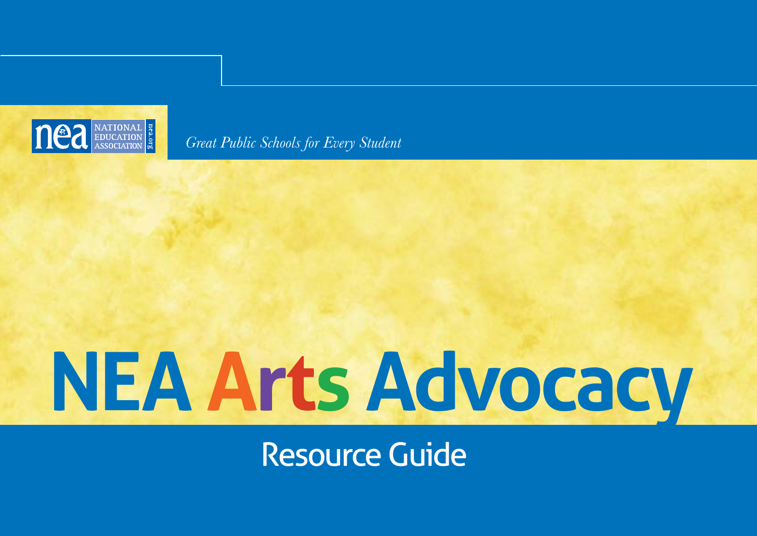NATIONAL EDUCATION ASSOCIATION nea.org

*Great Public Schools for Every Student*

# NEA Arts Advocacy

## Resource Guide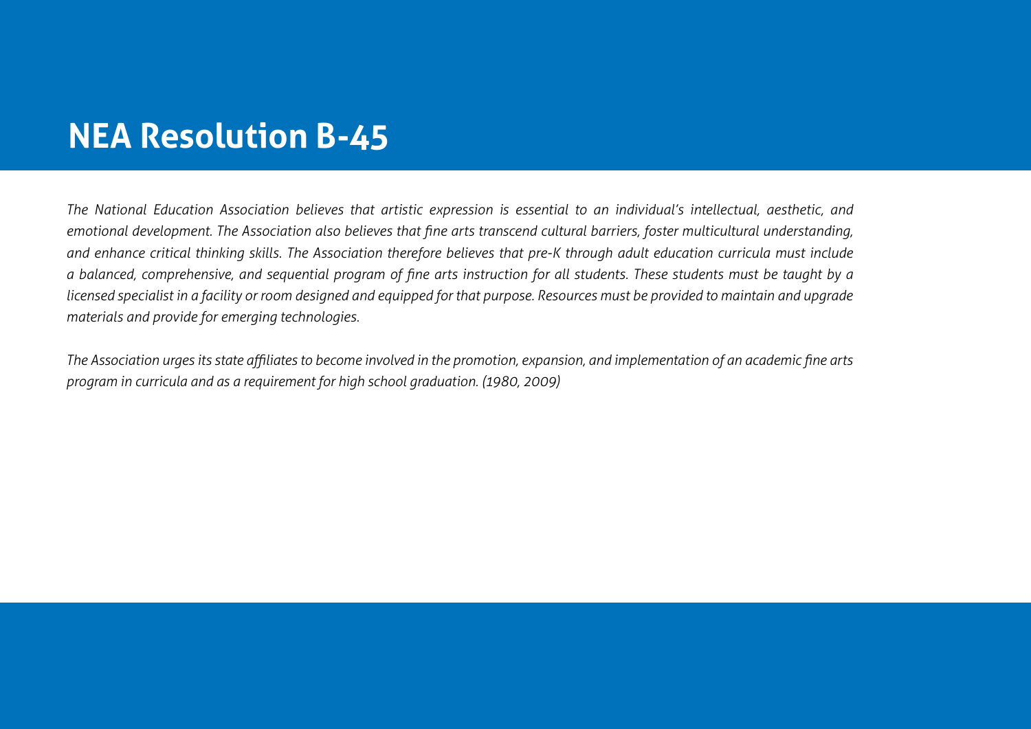# NEA Resolution B-45

*The National Education Association believes that artistic expression is essential to an individual's intellectual, aesthetic, and emotional development. The Association also believes that fine arts transcend cultural barriers, foster multicultural understanding, and enhance critical thinking skills. The Association therefore believes that pre-K through adult education curricula must include a balanced, comprehensive, and sequential program of fine arts instruction for all students. These students must be taught by a licensed specialist in a facility or room designed and equipped for that purpose. Resources must be provided to maintain and upgrade materials and provide for emerging technologies.*

*The Association urges its state affiliates to become involved in the promotion, expansion, and implementation of an academic fine arts program in curricula and as a requirement for high school graduation. (1980, 2009)*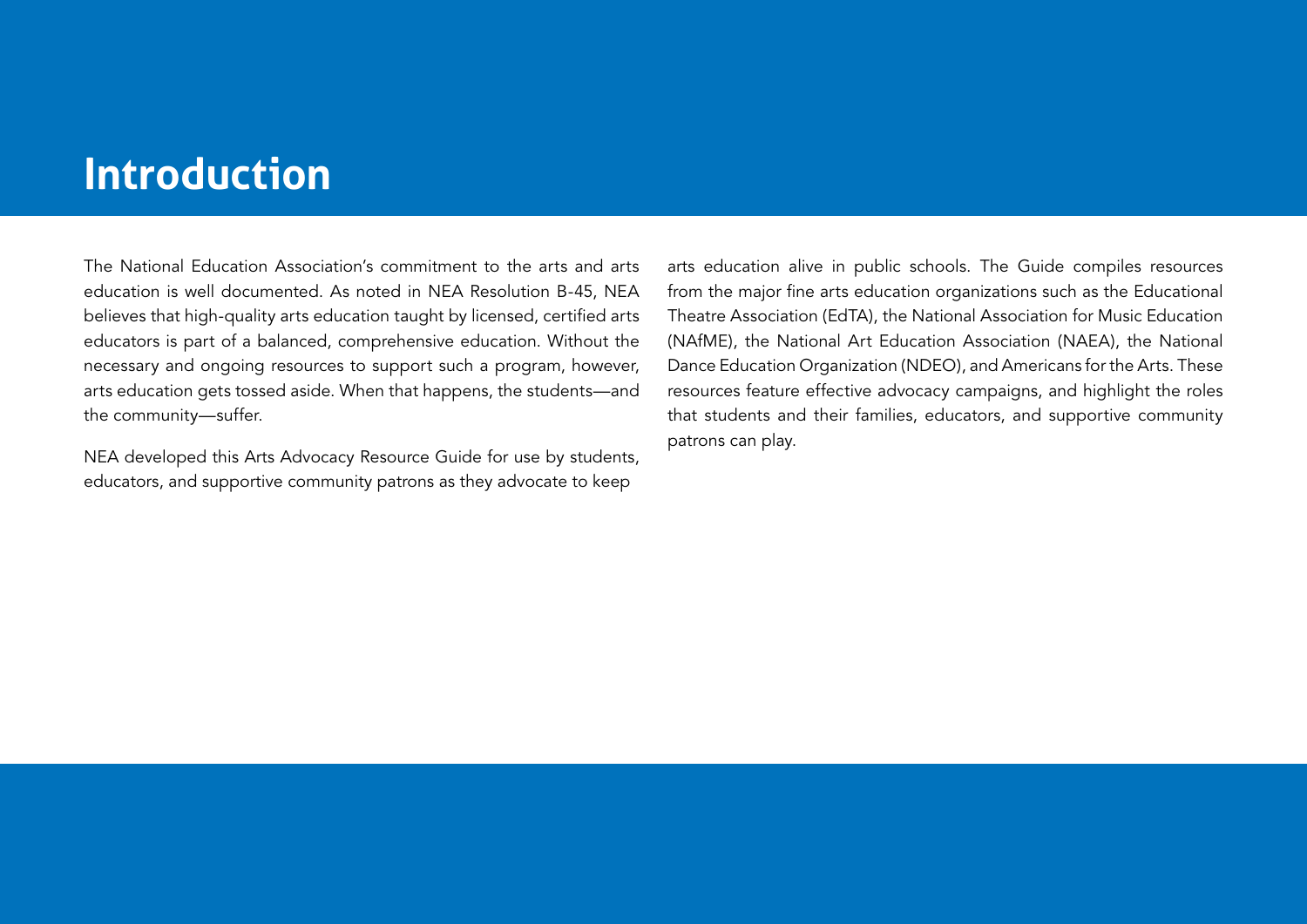# Introduction

The National Education Association's commitment to the arts and arts education is well documented. As noted in NEA Resolution B-45, NEA believes that high-quality arts education taught by licensed, certified arts educators is part of a balanced, comprehensive education. Without the necessary and ongoing resources to support such a program, however, arts education gets tossed aside. When that happens, the students—and the community—suffer.

NEA developed this Arts Advocacy Resource Guide for use by students, educators, and supportive community patrons as they advocate to keep arts education alive in public schools. The Guide compiles resources from the major fine arts education organizations such as the Educational Theatre Association (EdTA), the National Association for Music Education (NAfME), the National Art Education Association (NAEA), the National Dance Education Organization (NDEO), and Americans for the Arts. These resources feature effective advocacy campaigns, and highlight the roles that students and their families, educators, and supportive community patrons can play.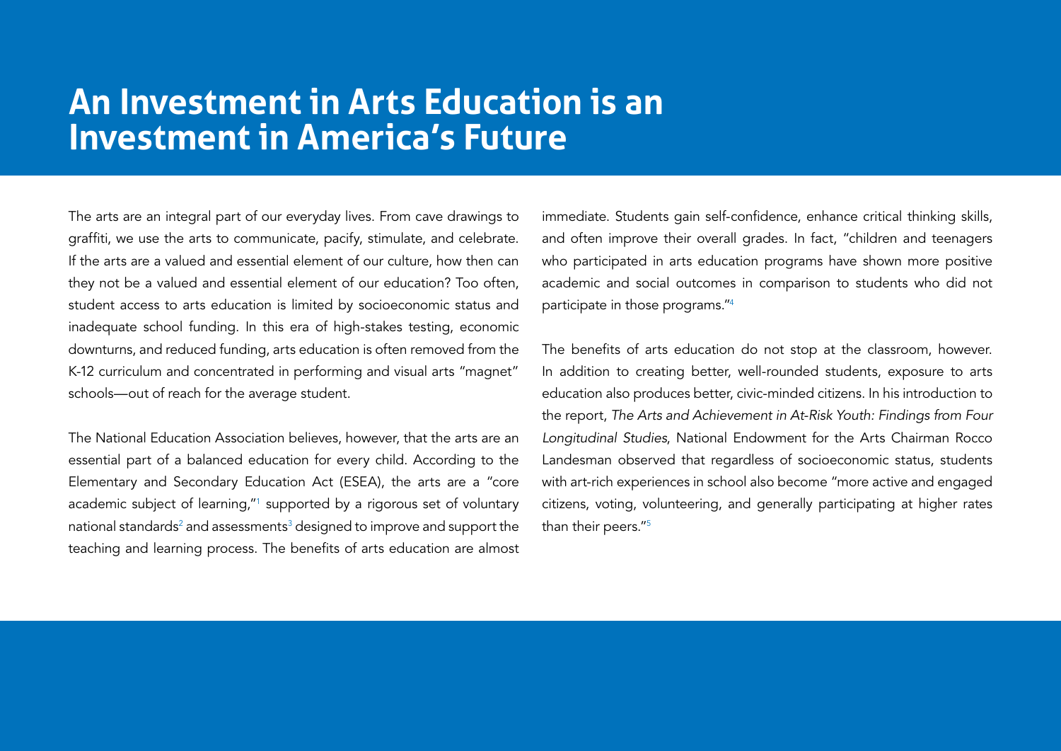# An Investment in Arts Education is an Investment in America's Future

The arts are an integral part of our everyday lives. From cave drawings to graffiti, we use the arts to communicate, pacify, stimulate, and celebrate. If the arts are a valued and essential element of our culture, how then can they not be a valued and essential element of our education? Too often, student access to arts education is limited by socioeconomic status and inadequate school funding. In this era of high-stakes testing, economic downturns, and reduced funding, arts education is often removed from the K-12 curriculum and concentrated in performing and visual arts "magnet" schools—out of reach for the average student.

The National Education Association believes, however, that the arts are an essential part of a balanced education for every child. According to the Elementary and Secondary Education Act (ESEA), the arts are a "core academic subject of learning,"[1] supported by a rigorous set of voluntary national standards[2] and assessments[3] designed to improve and support the teaching and learning process. The benefits of arts education are almost immediate. Students gain self-confidence, enhance critical thinking skills, and often improve their overall grades. In fact, "children and teenagers who participated in arts education programs have shown more positive academic and social outcomes in comparison to students who did not participate in those programs."[4]

The benefits of arts education do not stop at the classroom, however. In addition to creating better, well-rounded students, exposure to arts education also produces better, civic-minded citizens. In his introduction to the report, *The Arts and Achievement in At-Risk Youth: Findings from Four Longitudinal Studies*, National Endowment for the Arts Chairman Rocco Landesman observed that regardless of socioeconomic status, students with art-rich experiences in school also become "more active and engaged citizens, voting, volunteering, and generally participating at higher rates than their peers."[5]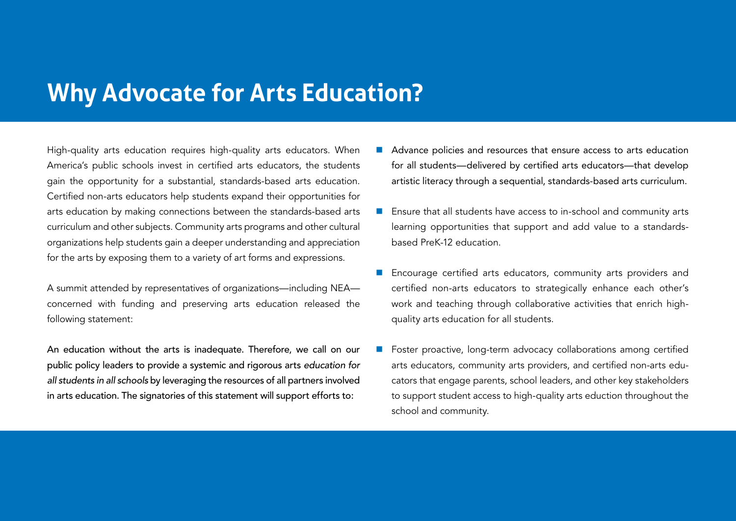# Why Advocate for Arts Education?

High-quality arts education requires high-quality arts educators. When America's public schools invest in certified arts educators, the students gain the opportunity for a substantial, standards-based arts education. Certified non-arts educators help students expand their opportunities for arts education by making connections between the standards-based arts curriculum and other subjects. Community arts programs and other cultural organizations help students gain a deeper understanding and appreciation for the arts by exposing them to a variety of art forms and expressions.

A summit attended by representatives of organizations—including NEA—concerned with funding and preserving arts education released the following statement:

**An education without the arts is inadequate. Therefore, we call on our public policy leaders to provide a systemic and rigorous arts *education for all students in all schools* by leveraging the resources of all partners involved in arts education. The signatories of this statement will support efforts to:**

- **Advance policies and resources that ensure access to arts education for all students—delivered by certified arts educators—that develop artistic literacy through a sequential, standards-based arts curriculum.**
- Ensure that all students have access to in-school and community arts learning opportunities that support and add value to a standards-based PreK-12 education.
- Encourage certified arts educators, community arts providers and certified non-arts educators to strategically enhance each other's work and teaching through collaborative activities that enrich high-quality arts education for all students.
- Foster proactive, long-term advocacy collaborations among certified arts educators, community arts providers, and certified non-arts educators that engage parents, school leaders, and other key stakeholders to support student access to high-quality arts eduction throughout the school and community.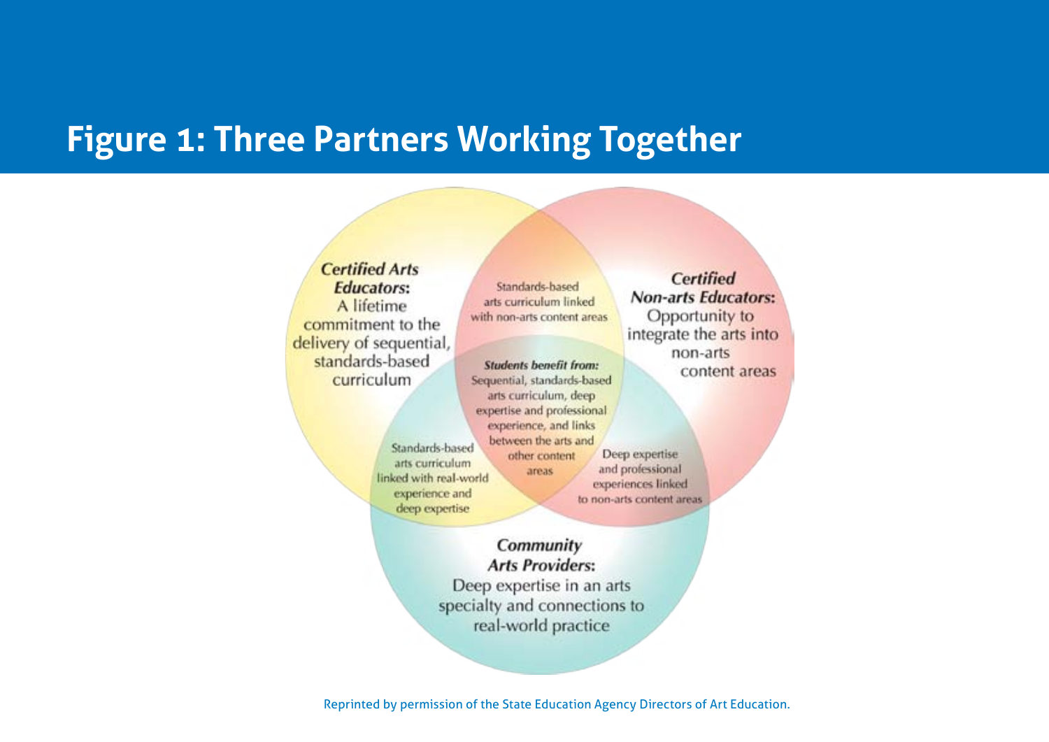# Figure 1: Three Partners Working Together

***Certified Arts Educators:***
A lifetime commitment to the delivery of sequential, standards-based curriculum

***Certified Non-arts Educators:***
Opportunity to integrate the arts into non-arts content areas

***Community Arts Providers:***
Deep expertise in an arts specialty and connections to real-world practice

Standards-based arts curriculum linked with non-arts content areas

Standards-based arts curriculum linked with real-world experience and deep expertise

Deep expertise and professional experiences linked to non-arts content areas

***Students benefit from:***
Sequential, standards-based arts curriculum, deep expertise and professional experience, and links between the arts and other content areas

Reprinted by permission of the State Education Agency Directors of Art Education.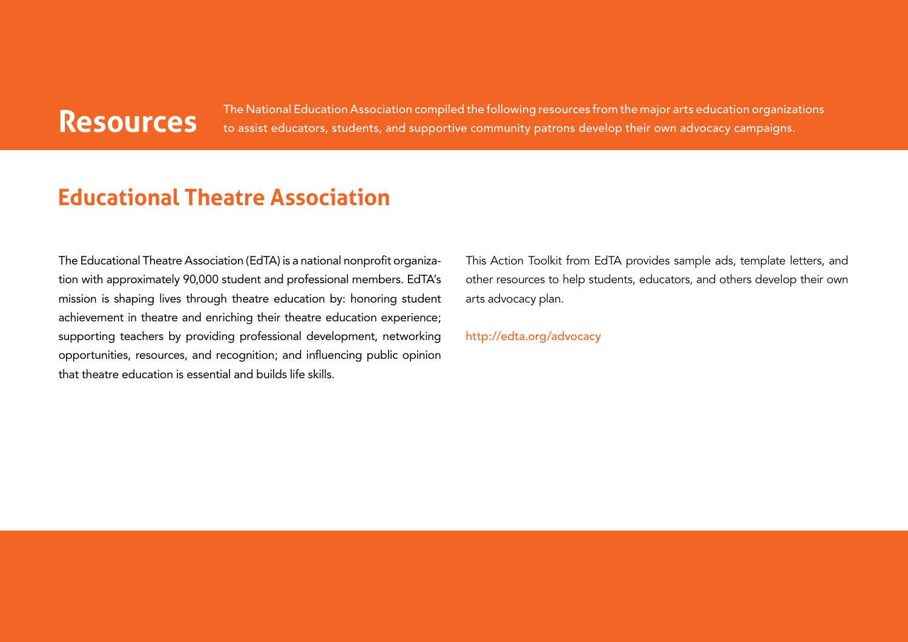# Resources

The National Education Association compiled the following resources from the major arts education organizations to assist educators, students, and supportive community patrons develop their own advocacy campaigns.

## Educational Theatre Association

The Educational Theatre Association (EdTA) is a national nonprofit organization with approximately 90,000 student and professional members. EdTA's mission is shaping lives through theatre education by: honoring student achievement in theatre and enriching their theatre education experience; supporting teachers by providing professional development, networking opportunities, resources, and recognition; and influencing public opinion that theatre education is essential and builds life skills.

This Action Toolkit from EdTA provides sample ads, template letters, and other resources to help students, educators, and others develop their own arts advocacy plan.

http://edta.org/advocacy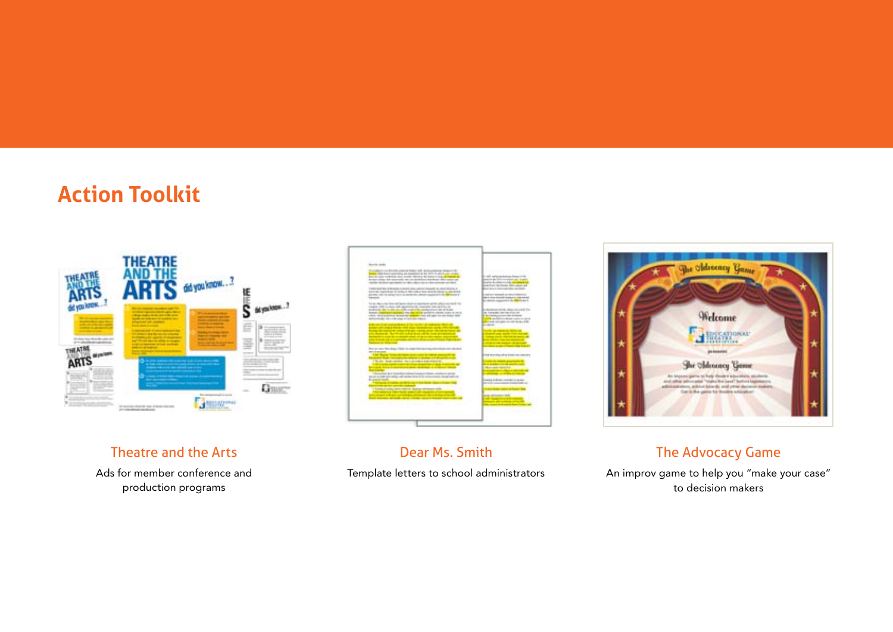## Action Toolkit

### Theatre and the Arts

Ads for member conference and production programs

### Dear Ms. Smith

Template letters to school administrators

### The Advocacy Game

An improv game to help you "make your case" to decision makers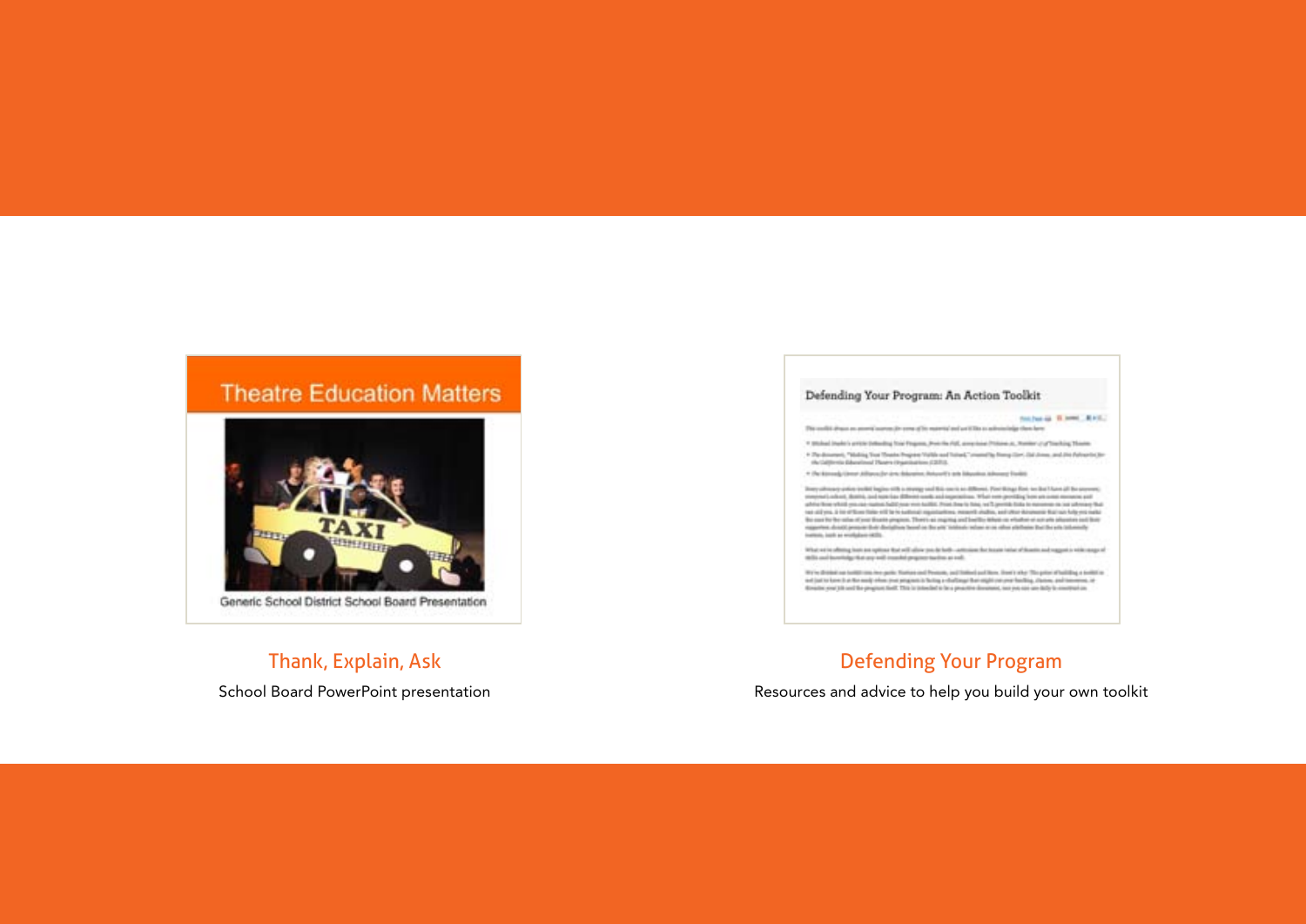### Thank, Explain, Ask

School Board PowerPoint presentation

### Defending Your Program

Resources and advice to help you build your own toolkit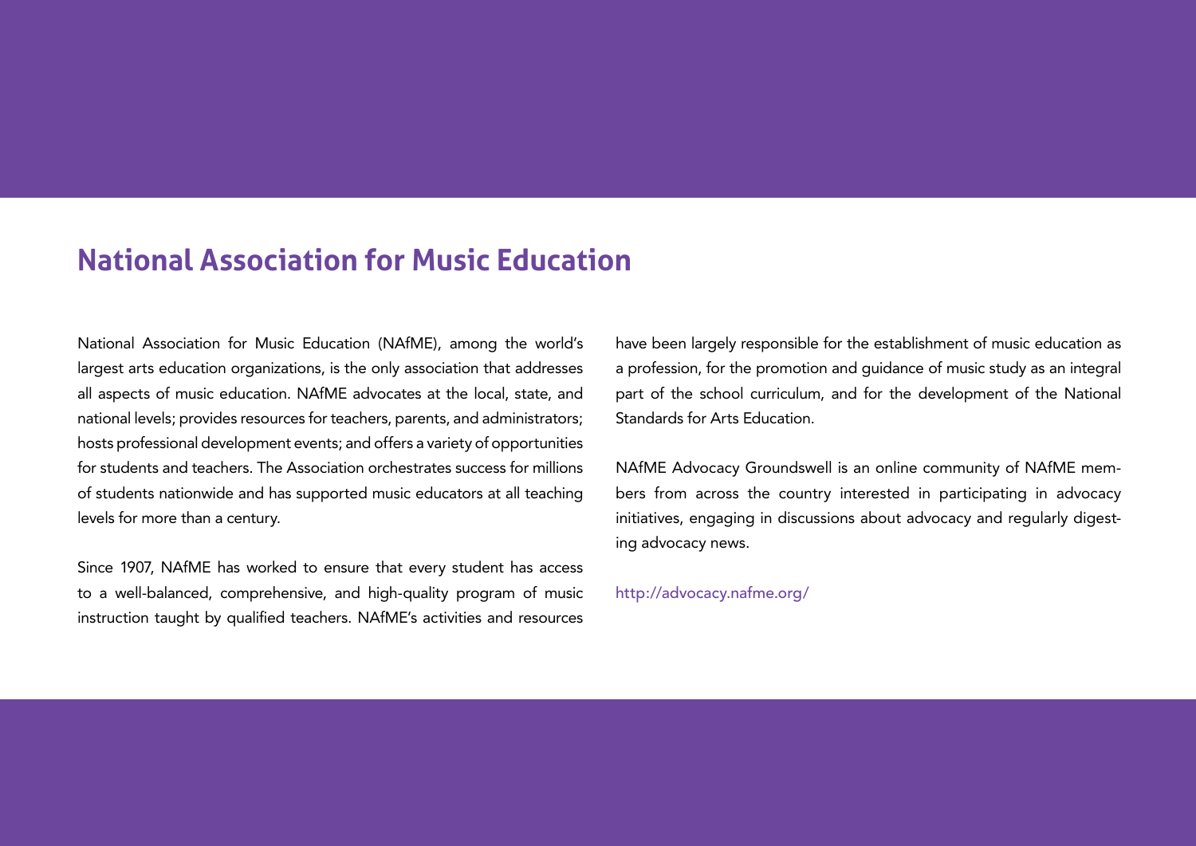## National Association for Music Education

National Association for Music Education (NAfME), among the world's largest arts education organizations, is the only association that addresses all aspects of music education. NAfME advocates at the local, state, and national levels; provides resources for teachers, parents, and administrators; hosts professional development events; and offers a variety of opportunities for students and teachers. The Association orchestrates success for millions of students nationwide and has supported music educators at all teaching levels for more than a century.

Since 1907, NAfME has worked to ensure that every student has access to a well-balanced, comprehensive, and high-quality program of music instruction taught by qualified teachers. NAfME's activities and resources have been largely responsible for the establishment of music education as a profession, for the promotion and guidance of music study as an integral part of the school curriculum, and for the development of the National Standards for Arts Education.

NAfME Advocacy Groundswell is an online community of NAfME members from across the country interested in participating in advocacy initiatives, engaging in discussions about advocacy and regularly digesting advocacy news.

http://advocacy.nafme.org/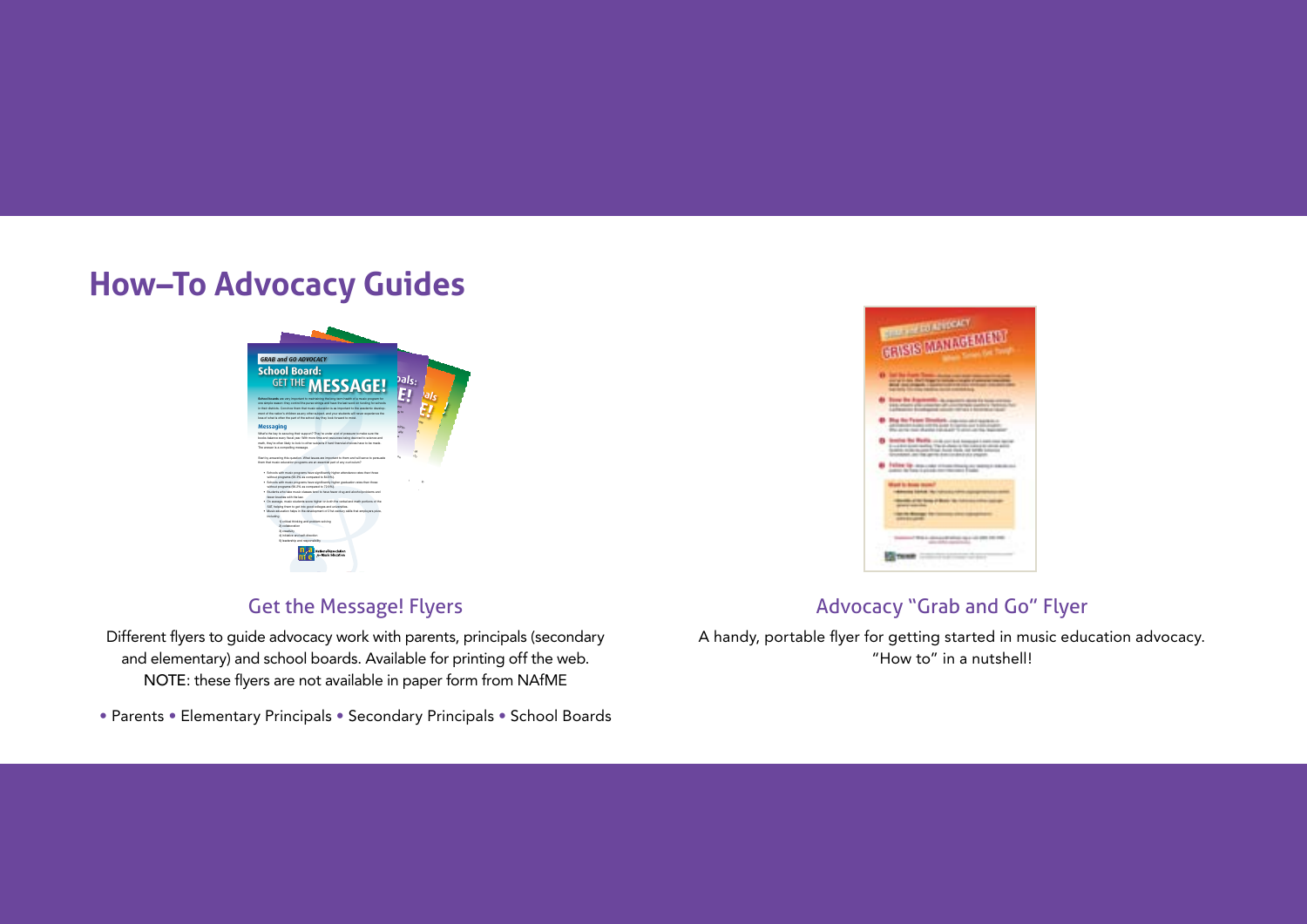# How–To Advocacy Guides

## Get the Message! Flyers

Different flyers to guide advocacy work with parents, principals (secondary and elementary) and school boards. Available for printing off the web. NOTE: these flyers are not available in paper form from NAfME

• Parents • Elementary Principals • Secondary Principals • School Boards

## Advocacy “Grab and Go” Flyer

A handy, portable flyer for getting started in music education advocacy. “How to” in a nutshell!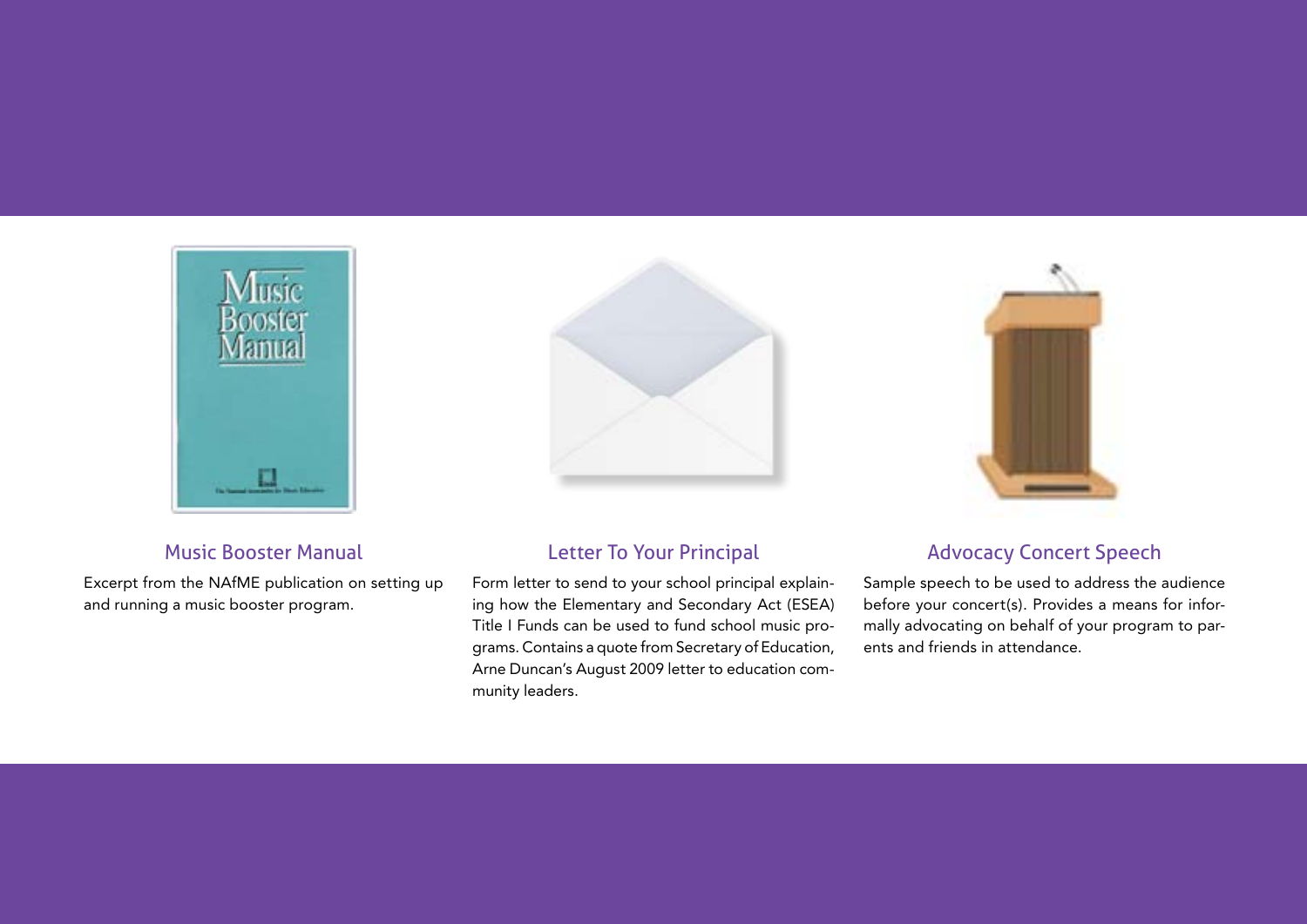### Music Booster Manual

Excerpt from the NAfME publication on setting up and running a music booster program.

### Letter To Your Principal

Form letter to send to your school principal explaining how the Elementary and Secondary Act (ESEA) Title I Funds can be used to fund school music programs. Contains a quote from Secretary of Education, Arne Duncan's August 2009 letter to education community leaders.

### Advocacy Concert Speech

Sample speech to be used to address the audience before your concert(s). Provides a means for informally advocating on behalf of your program to parents and friends in attendance.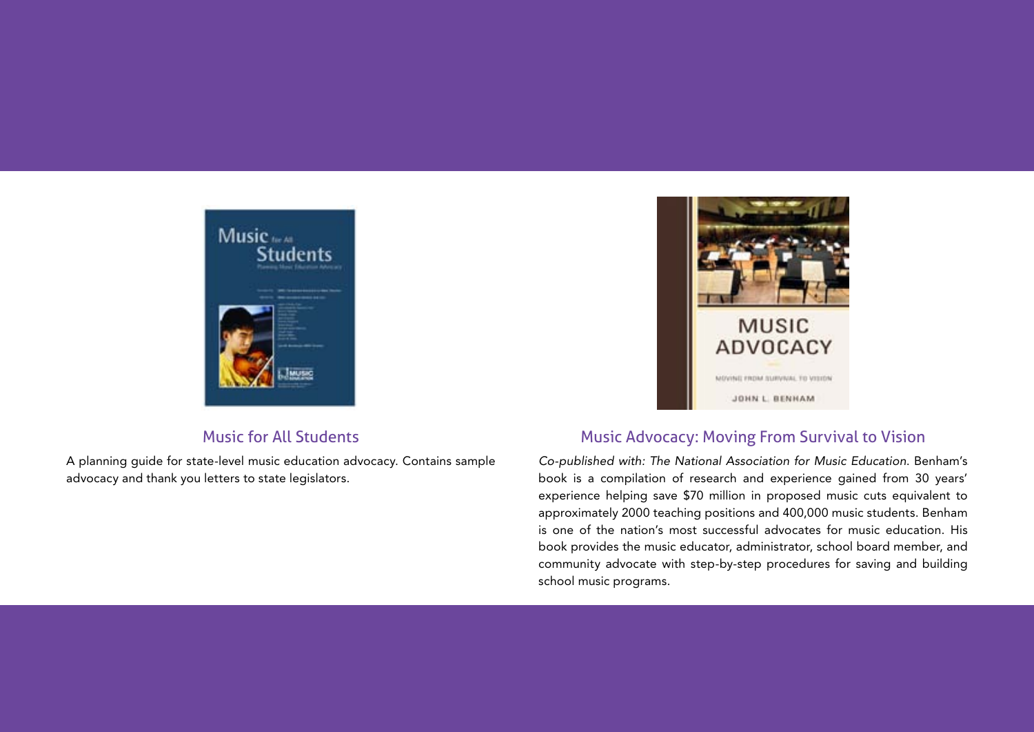## Music for All Students

A planning guide for state-level music education advocacy. Contains sample advocacy and thank you letters to state legislators.

## Music Advocacy: Moving From Survival to Vision

*Co-published with: The National Association for Music Education.* Benham's book is a compilation of research and experience gained from 30 years' experience helping save $70 million in proposed music cuts equivalent to approximately 2000 teaching positions and 400,000 music students. Benham is one of the nation's most successful advocates for music education. His book provides the music educator, administrator, school board member, and community advocate with step-by-step procedures for saving and building school music programs.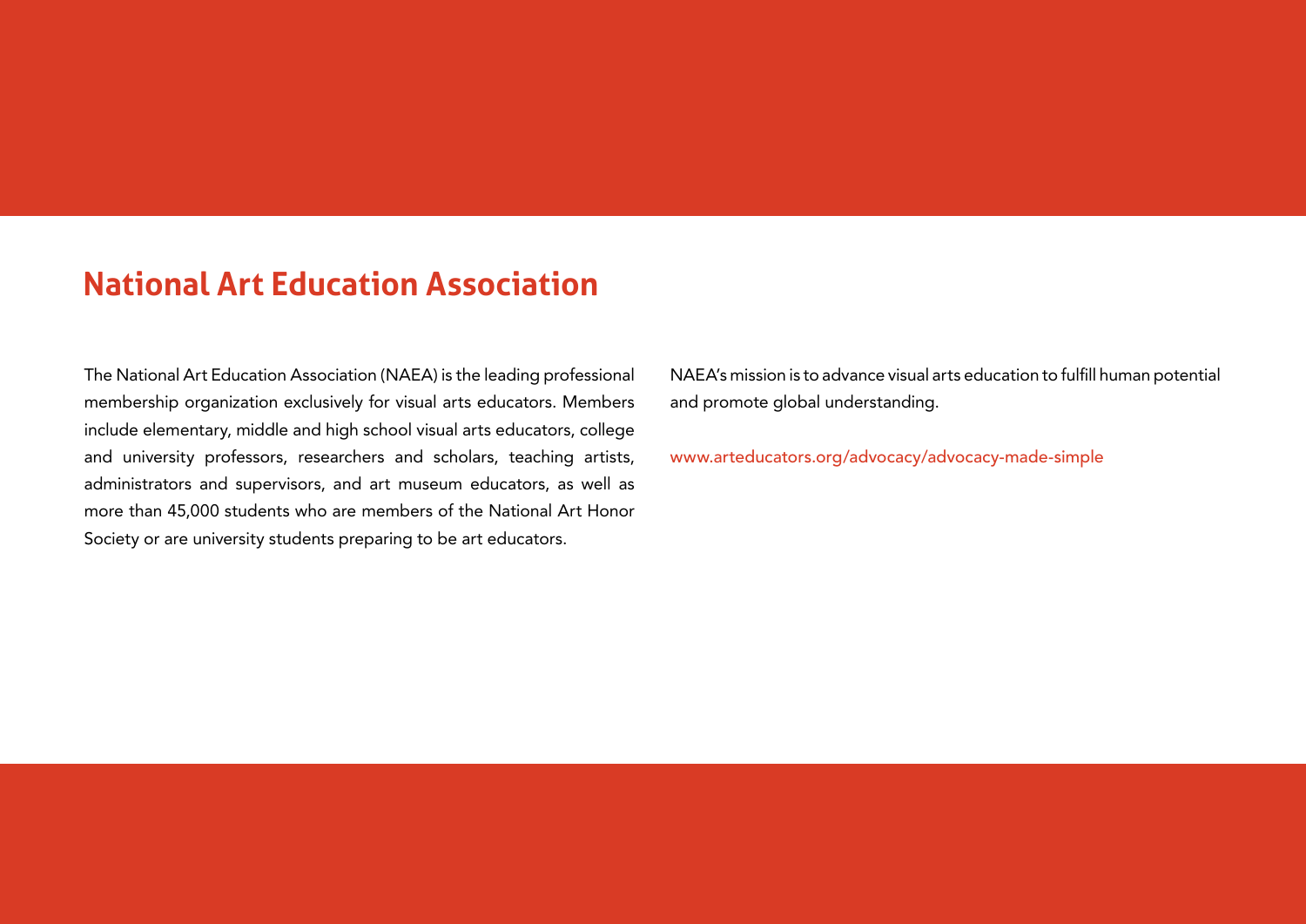## National Art Education Association

The National Art Education Association (NAEA) is the leading professional membership organization exclusively for visual arts educators. Members include elementary, middle and high school visual arts educators, college and university professors, researchers and scholars, teaching artists, administrators and supervisors, and art museum educators, as well as more than 45,000 students who are members of the National Art Honor Society or are university students preparing to be art educators.

NAEA's mission is to advance visual arts education to fulfill human potential and promote global understanding.

www.arteducators.org/advocacy/advocacy-made-simple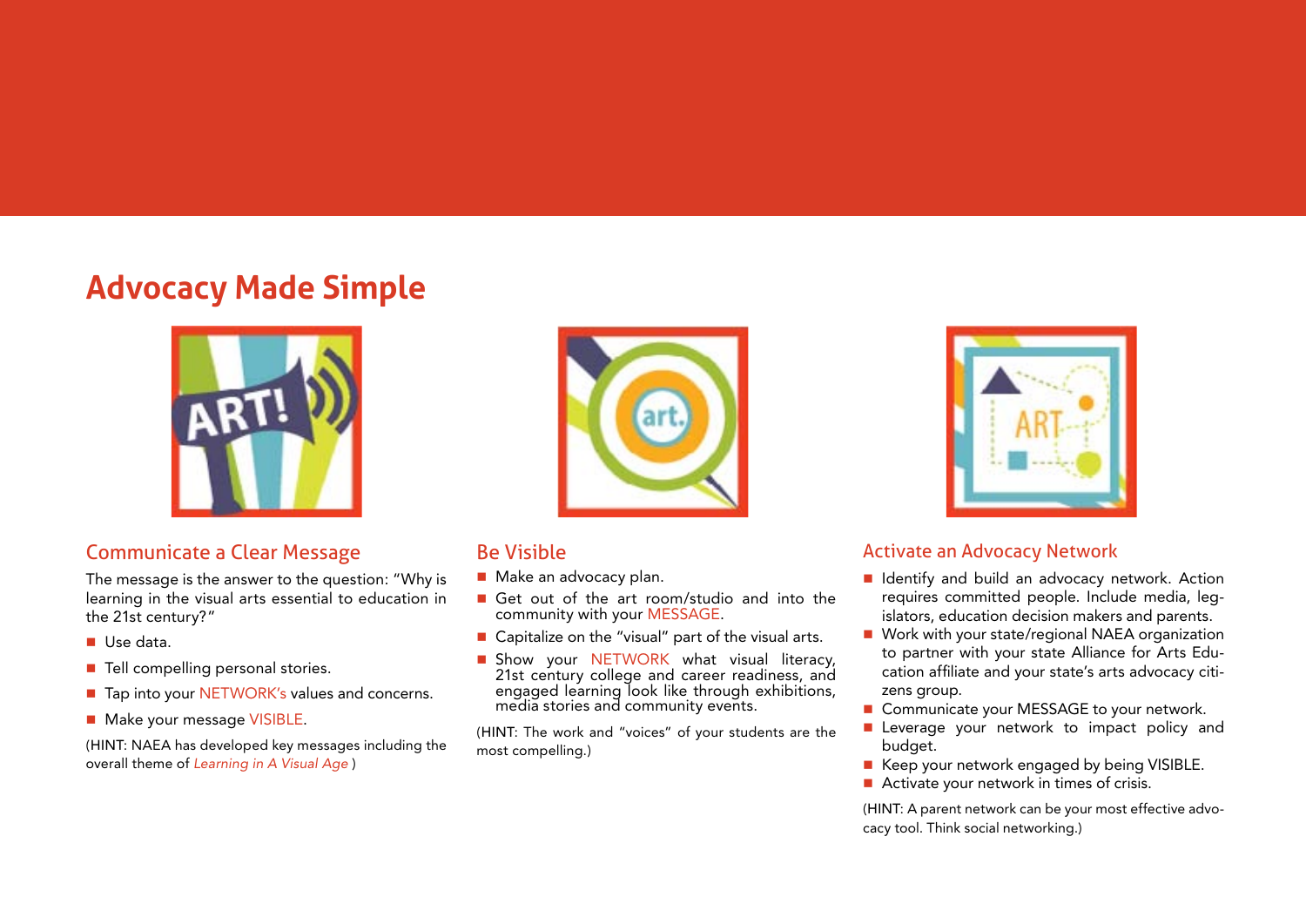# Advocacy Made Simple

## Communicate a Clear Message

The message is the answer to the question: "Why is learning in the visual arts essential to education in the 21st century?"

- Use data.
- Tell compelling personal stories.
- Tap into your NETWORK's values and concerns.
- Make your message VISIBLE.

(HINT: NAEA has developed key messages including the overall theme of *Learning in A Visual Age* )

## Be Visible

- Make an advocacy plan.
- Get out of the art room/studio and into the community with your MESSAGE.
- Capitalize on the "visual" part of the visual arts.
- Show your NETWORK what visual literacy, 21st century college and career readiness, and engaged learning look like through exhibitions, media stories and community events.

(HINT: The work and "voices" of your students are the most compelling.)

## Activate an Advocacy Network

- Identify and build an advocacy network. Action requires committed people. Include media, legislators, education decision makers and parents.
- Work with your state/regional NAEA organization to partner with your state Alliance for Arts Education affiliate and your state's arts advocacy citizens group.
- Communicate your MESSAGE to your network.
- Leverage your network to impact policy and budget.
- Keep your network engaged by being VISIBLE.
- Activate your network in times of crisis.

(HINT: A parent network can be your most effective advocacy tool. Think social networking.)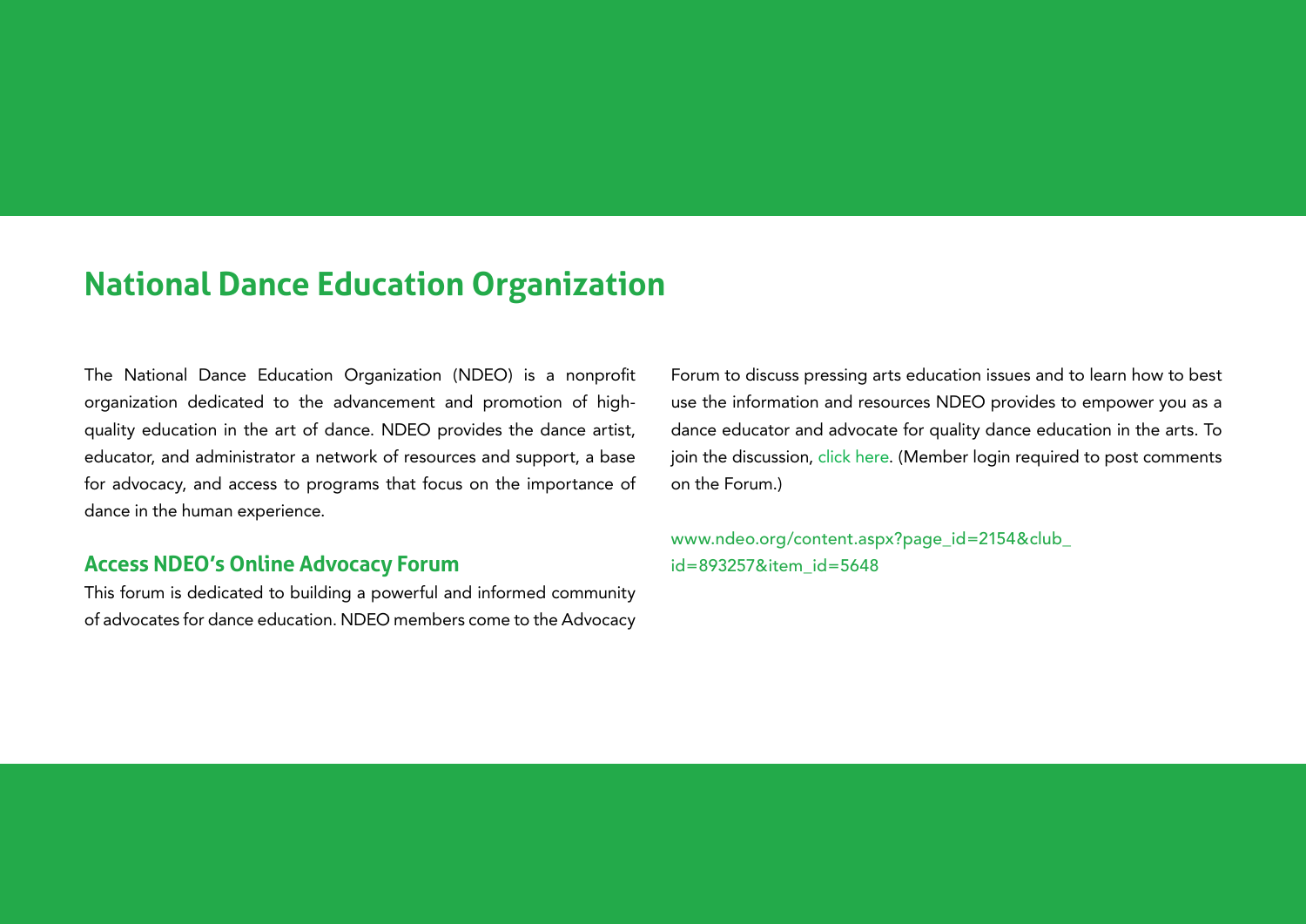## National Dance Education Organization

The National Dance Education Organization (NDEO) is a nonprofit organization dedicated to the advancement and promotion of high-quality education in the art of dance. NDEO provides the dance artist, educator, and administrator a network of resources and support, a base for advocacy, and access to programs that focus on the importance of dance in the human experience.

### Access NDEO's Online Advocacy Forum

This forum is dedicated to building a powerful and informed community of advocates for dance education. NDEO members come to the Advocacy Forum to discuss pressing arts education issues and to learn how to best use the information and resources NDEO provides to empower you as a dance educator and advocate for quality dance education in the arts. To join the discussion, click here. (Member login required to post comments on the Forum.)

www.ndeo.org/content.aspx?page_id=2154&club_id=893257&item_id=5648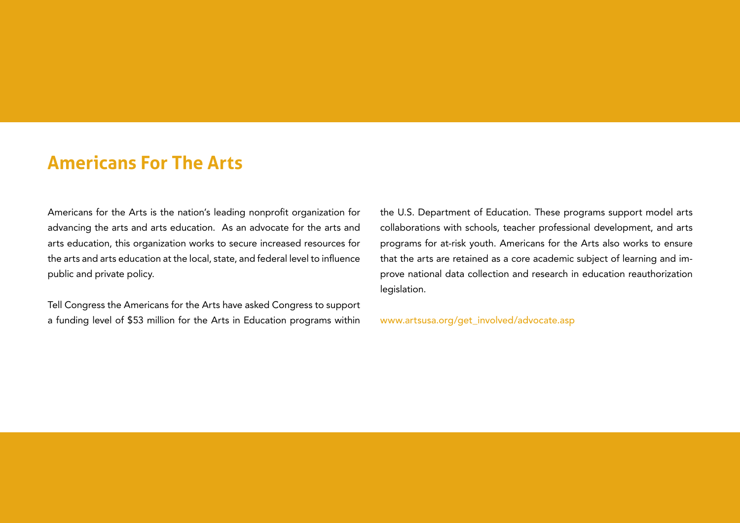## Americans For The Arts

Americans for the Arts is the nation's leading nonprofit organization for advancing the arts and arts education. As an advocate for the arts and arts education, this organization works to secure increased resources for the arts and arts education at the local, state, and federal level to influence public and private policy.

Tell Congress the Americans for the Arts have asked Congress to support a funding level of $53 million for the Arts in Education programs within the U.S. Department of Education. These programs support model arts collaborations with schools, teacher professional development, and arts programs for at-risk youth. Americans for the Arts also works to ensure that the arts are retained as a core academic subject of learning and improve national data collection and research in education reauthorization legislation.

www.artsusa.org/get_involved/advocate.asp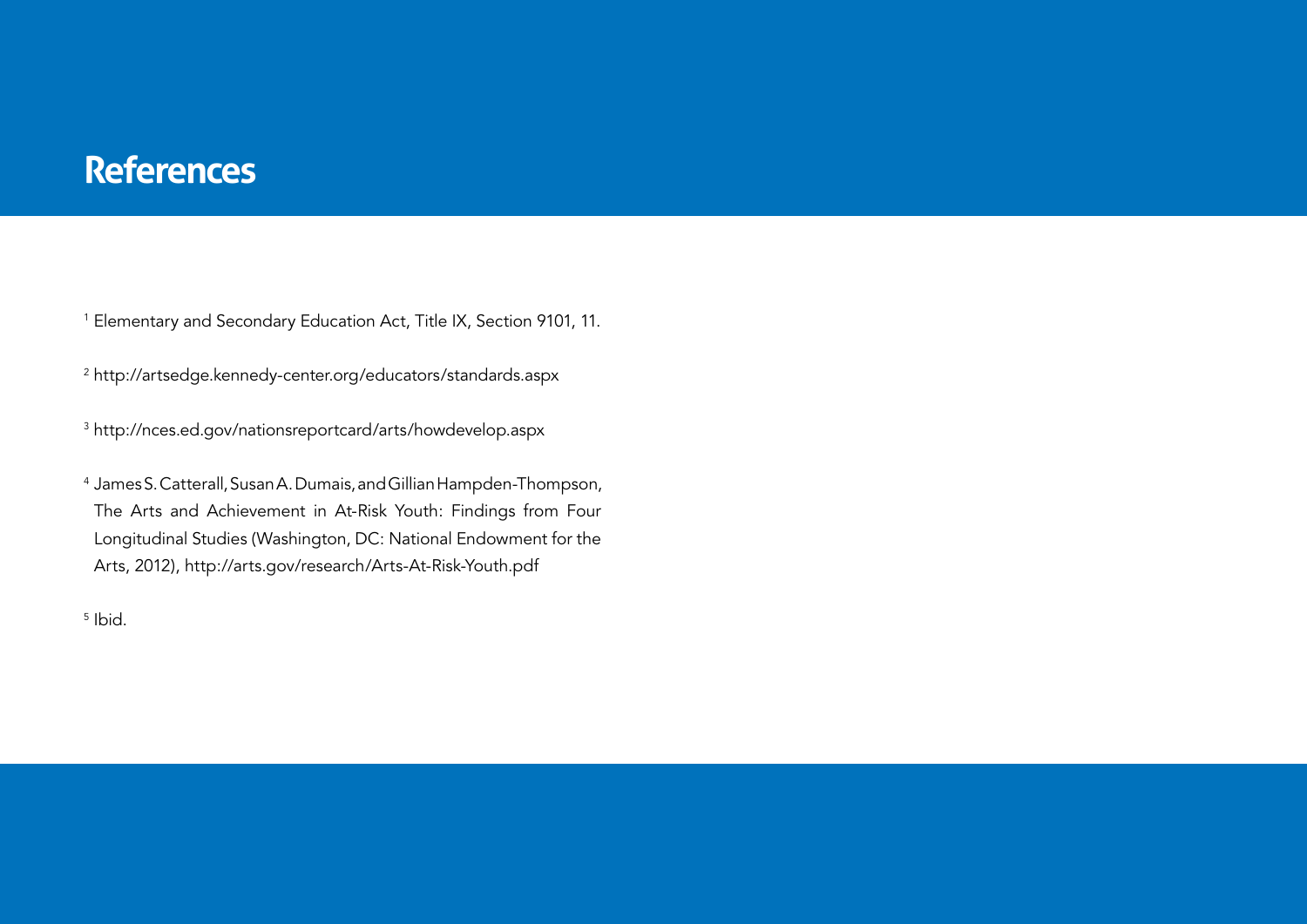# References

[1] Elementary and Secondary Education Act, Title IX, Section 9101, 11.

[2] http://artsedge.kennedy-center.org/educators/standards.aspx

[3] http://nces.ed.gov/nationsreportcard/arts/howdevelop.aspx

[4] James S. Catterall, Susan A. Dumais, and Gillian Hampden-Thompson, The Arts and Achievement in At-Risk Youth: Findings from Four Longitudinal Studies (Washington, DC: National Endowment for the Arts, 2012), http://arts.gov/research/Arts-At-Risk-Youth.pdf

[5] Ibid.